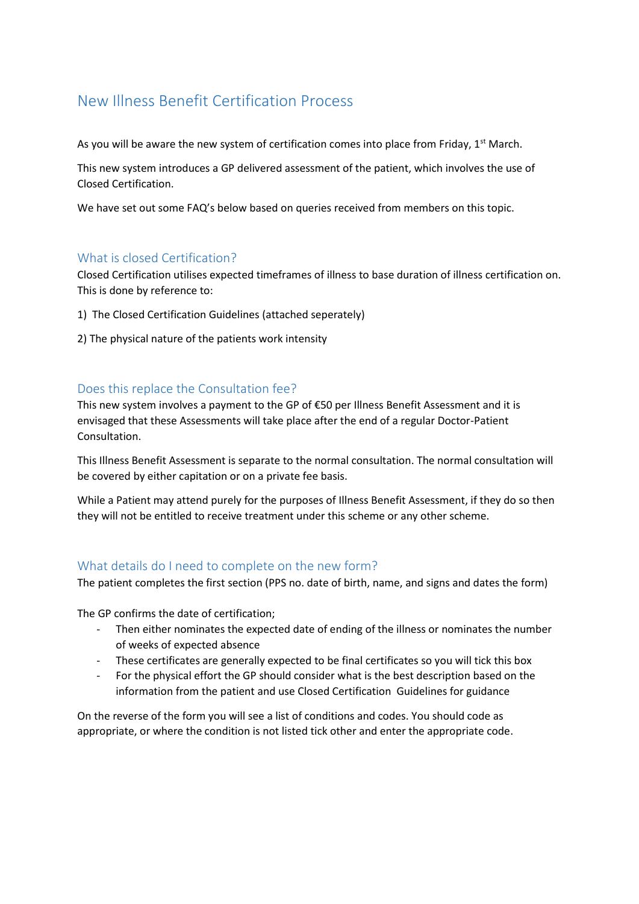# New Illness Benefit Certification Process

As you will be aware the new system of certification comes into place from Friday, 1st March.

This new system introduces a GP delivered assessment of the patient, which involves the use of Closed Certification.

We have set out some FAQ's below based on queries received from members on this topic.

## What is closed Certification?

Closed Certification utilises expected timeframes of illness to base duration of illness certification on. This is done by reference to:

1) The Closed Certification Guidelines (attached seperately)

2) The physical nature of the patients work intensity

## Does this replace the Consultation fee?

This new system involves a payment to the GP of €50 per Illness Benefit Assessment and it is envisaged that these Assessments will take place after the end of a regular Doctor-Patient Consultation.

This Illness Benefit Assessment is separate to the normal consultation. The normal consultation will be covered by either capitation or on a private fee basis.

While a Patient may attend purely for the purposes of Illness Benefit Assessment, if they do so then they will not be entitled to receive treatment under this scheme or any other scheme.

## What details do I need to complete on the new form?

The patient completes the first section (PPS no. date of birth, name, and signs and dates the form)

The GP confirms the date of certification;

- Then either nominates the expected date of ending of the illness or nominates the number of weeks of expected absence
- These certificates are generally expected to be final certificates so you will tick this box
- For the physical effort the GP should consider what is the best description based on the information from the patient and use Closed Certification Guidelines for guidance

On the reverse of the form you will see a list of conditions and codes. You should code as appropriate, or where the condition is not listed tick other and enter the appropriate code.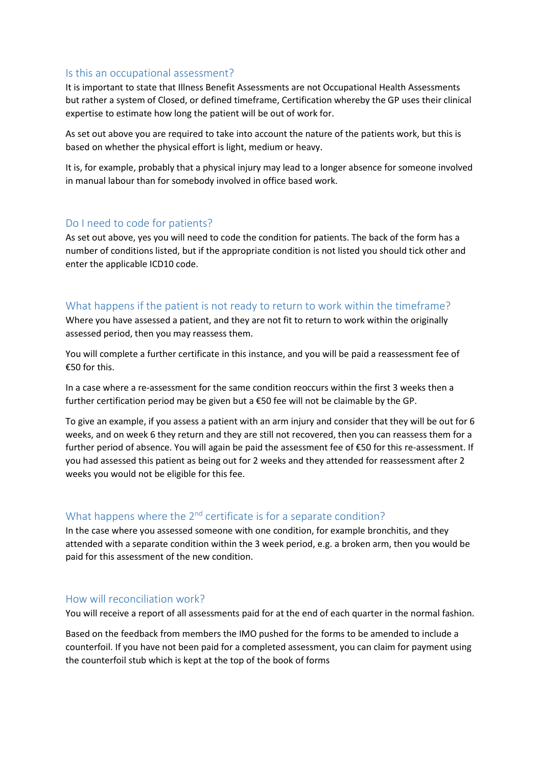## Is this an occupational assessment?

It is important to state that Illness Benefit Assessments are not Occupational Health Assessments but rather a system of Closed, or defined timeframe, Certification whereby the GP uses their clinical expertise to estimate how long the patient will be out of work for.

As set out above you are required to take into account the nature of the patients work, but this is based on whether the physical effort is light, medium or heavy.

It is, for example, probably that a physical injury may lead to a longer absence for someone involved in manual labour than for somebody involved in office based work.

## Do I need to code for patients?

As set out above, yes you will need to code the condition for patients. The back of the form has a number of conditions listed, but if the appropriate condition is not listed you should tick other and enter the applicable ICD10 code.

## What happens if the patient is not ready to return to work within the timeframe?

Where you have assessed a patient, and they are not fit to return to work within the originally assessed period, then you may reassess them.

You will complete a further certificate in this instance, and you will be paid a reassessment fee of €50 for this.

In a case where a re-assessment for the same condition reoccurs within the first 3 weeks then a further certification period may be given but a €50 fee will not be claimable by the GP.

To give an example, if you assess a patient with an arm injury and consider that they will be out for 6 weeks, and on week 6 they return and they are still not recovered, then you can reassess them for a further period of absence. You will again be paid the assessment fee of €50 for this re-assessment. If you had assessed this patient as being out for 2 weeks and they attended for reassessment after 2 weeks you would not be eligible for this fee.

## What happens where the 2nd certificate is for a separate condition?

In the case where you assessed someone with one condition, for example bronchitis, and they attended with a separate condition within the 3 week period, e.g. a broken arm, then you would be paid for this assessment of the new condition.

## How will reconciliation work?

You will receive a report of all assessments paid for at the end of each quarter in the normal fashion.

Based on the feedback from members the IMO pushed for the forms to be amended to include a counterfoil. If you have not been paid for a completed assessment, you can claim for payment using the counterfoil stub which is kept at the top of the book of forms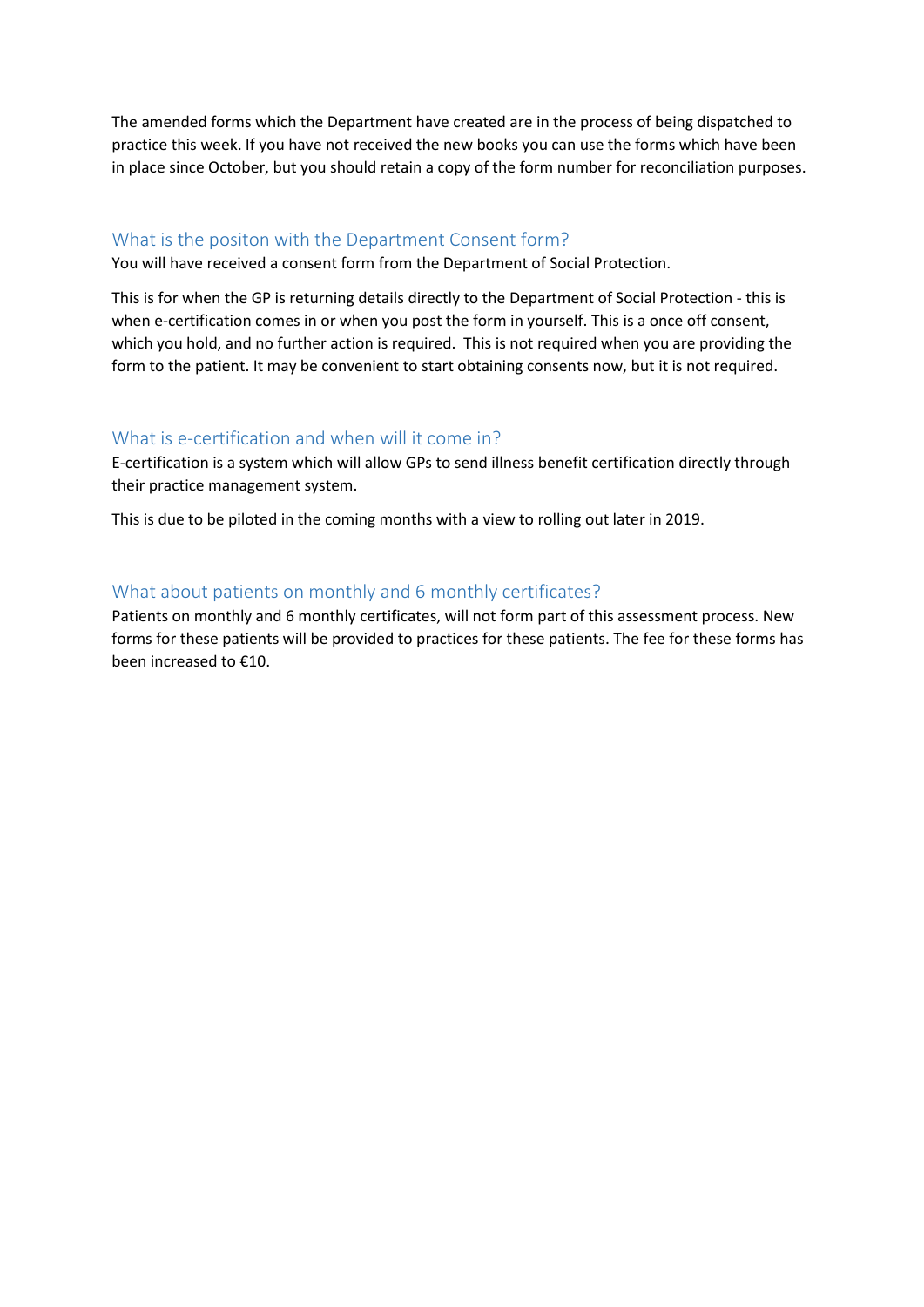The amended forms which the Department have created are in the process of being dispatched to practice this week. If you have not received the new books you can use the forms which have been in place since October, but you should retain a copy of the form number for reconciliation purposes.

## What is the positon with the Department Consent form?

You will have received a consent form from the Department of Social Protection.

This is for when the GP is returning details directly to the Department of Social Protection - this is when e-certification comes in or when you post the form in yourself. This is a once off consent, which you hold, and no further action is required. This is not required when you are providing the form to the patient. It may be convenient to start obtaining consents now, but it is not required.

## What is e-certification and when will it come in?

E-certification is a system which will allow GPs to send illness benefit certification directly through their practice management system.

This is due to be piloted in the coming months with a view to rolling out later in 2019.

## What about patients on monthly and 6 monthly certificates?

Patients on monthly and 6 monthly certificates, will not form part of this assessment process. New forms for these patients will be provided to practices for these patients. The fee for these forms has been increased to €10.